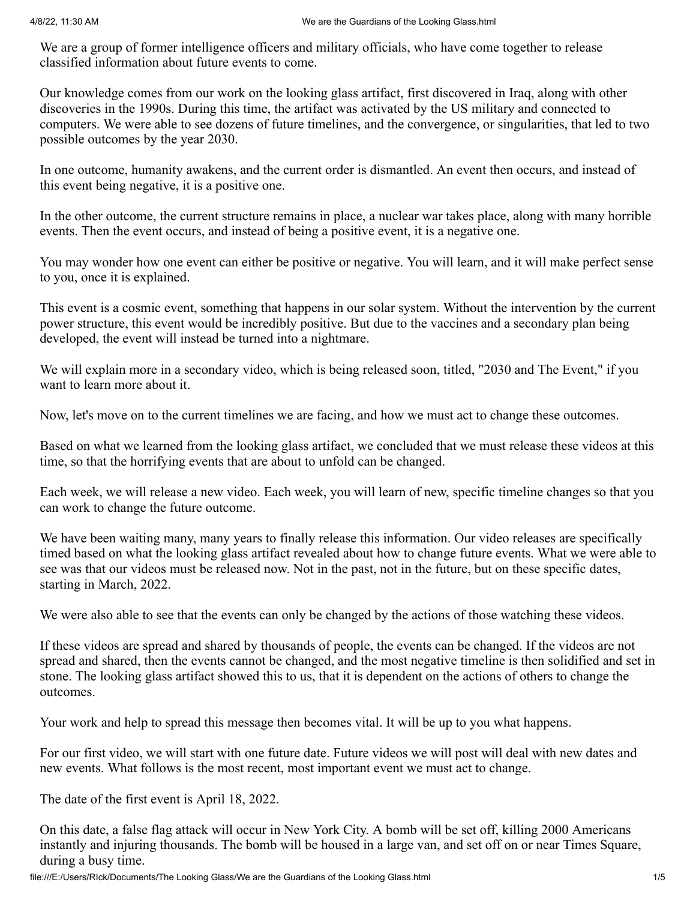We are a group of former intelligence officers and military officials, who have come together to release classified information about future events to come.

Our knowledge comes from our work on the looking glass artifact, first discovered in Iraq, along with other discoveries in the 1990s. During this time, the artifact was activated by the US military and connected to computers. We were able to see dozens of future timelines, and the convergence, or singularities, that led to two possible outcomes by the year 2030.

In one outcome, humanity awakens, and the current order is dismantled. An event then occurs, and instead of this event being negative, it is a positive one.

In the other outcome, the current structure remains in place, a nuclear war takes place, along with many horrible events. Then the event occurs, and instead of being a positive event, it is a negative one.

You may wonder how one event can either be positive or negative. You will learn, and it will make perfect sense to you, once it is explained.

This event is a cosmic event, something that happens in our solar system. Without the intervention by the current power structure, this event would be incredibly positive. But due to the vaccines and a secondary plan being developed, the event will instead be turned into a nightmare.

We will explain more in a secondary video, which is being released soon, titled, "2030 and The Event," if you want to learn more about it.

Now, let's move on to the current timelines we are facing, and how we must act to change these outcomes.

Based on what we learned from the looking glass artifact, we concluded that we must release these videos at this time, so that the horrifying events that are about to unfold can be changed.

Each week, we will release a new video. Each week, you will learn of new, specific timeline changes so that you can work to change the future outcome.

We have been waiting many, many years to finally release this information. Our video releases are specifically timed based on what the looking glass artifact revealed about how to change future events. What we were able to see was that our videos must be released now. Not in the past, not in the future, but on these specific dates, starting in March, 2022.

We were also able to see that the events can only be changed by the actions of those watching these videos.

If these videos are spread and shared by thousands of people, the events can be changed. If the videos are not spread and shared, then the events cannot be changed, and the most negative timeline is then solidified and set in stone. The looking glass artifact showed this to us, that it is dependent on the actions of others to change the outcomes.

Your work and help to spread this message then becomes vital. It will be up to you what happens.

For our first video, we will start with one future date. Future videos we will post will deal with new dates and new events. What follows is the most recent, most important event we must act to change.

The date of the first event is April 18, 2022.

On this date, a false flag attack will occur in New York City. A bomb will be set off, killing 2000 Americans instantly and injuring thousands. The bomb will be housed in a large van, and set off on or near Times Square, during a busy time.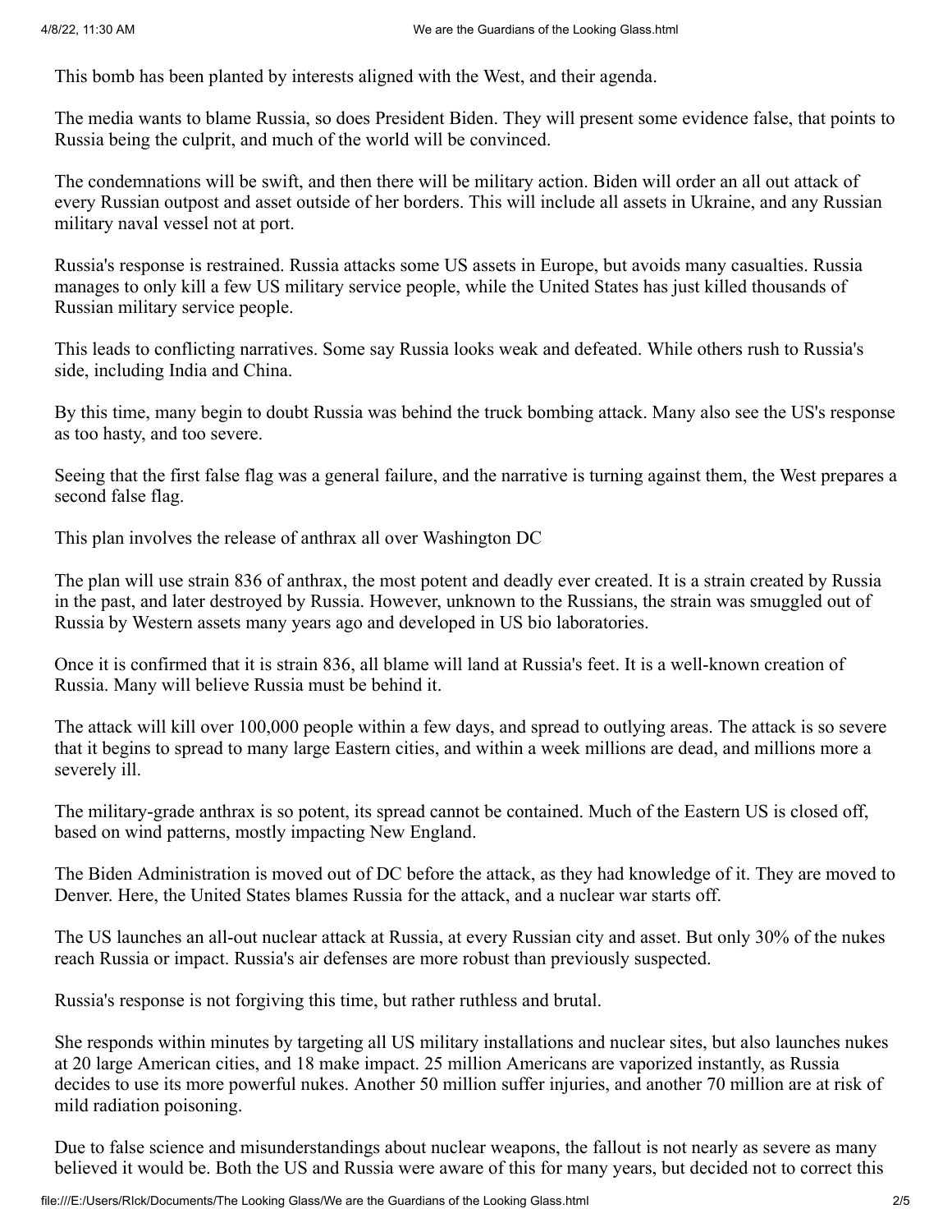This bomb has been planted by interests aligned with the West, and their agenda.

The media wants to blame Russia, so does President Biden. They will present some evidence false, that points to Russia being the culprit, and much of the world will be convinced.

The condemnations will be swift, and then there will be military action. Biden will order an all out attack of every Russian outpost and asset outside of her borders. This will include all assets in Ukraine, and any Russian military naval vessel not at port.

Russia's response is restrained. Russia attacks some US assets in Europe, but avoids many casualties. Russia manages to only kill a few US military service people, while the United States has just killed thousands of Russian military service people.

This leads to conflicting narratives. Some say Russia looks weak and defeated. While others rush to Russia's side, including India and China.

By this time, many begin to doubt Russia was behind the truck bombing attack. Many also see the US's response as too hasty, and too severe.

Seeing that the first false flag was a general failure, and the narrative is turning against them, the West prepares a second false flag.

This plan involves the release of anthrax all over Washington DC

The plan will use strain 836 of anthrax, the most potent and deadly ever created. It is a strain created by Russia in the past, and later destroyed by Russia. However, unknown to the Russians, the strain was smuggled out of Russia by Western assets many years ago and developed in US bio laboratories.

Once it is confirmed that it is strain 836, all blame will land at Russia's feet. It is a well-known creation of Russia. Many will believe Russia must be behind it.

The attack will kill over 100,000 people within a few days, and spread to outlying areas. The attack is so severe that it begins to spread to many large Eastern cities, and within a week millions are dead, and millions more a severely ill.

The military-grade anthrax is so potent, its spread cannot be contained. Much of the Eastern US is closed off, based on wind patterns, mostly impacting New England.

The Biden Administration is moved out of DC before the attack, as they had knowledge of it. They are moved to Denver. Here, the United States blames Russia for the attack, and a nuclear war starts off.

The US launches an all-out nuclear attack at Russia, at every Russian city and asset. But only 30% of the nukes reach Russia or impact. Russia's air defenses are more robust than previously suspected.

Russia's response is not forgiving this time, but rather ruthless and brutal.

She responds within minutes by targeting all US military installations and nuclear sites, but also launches nukes at 20 large American cities, and 18 make impact. 25 million Americans are vaporized instantly, as Russia decides to use its more powerful nukes. Another 50 million suffer injuries, and another 70 million are at risk of mild radiation poisoning.

Due to false science and misunderstandings about nuclear weapons, the fallout is not nearly as severe as many believed it would be. Both the US and Russia were aware of this for many years, but decided not to correct this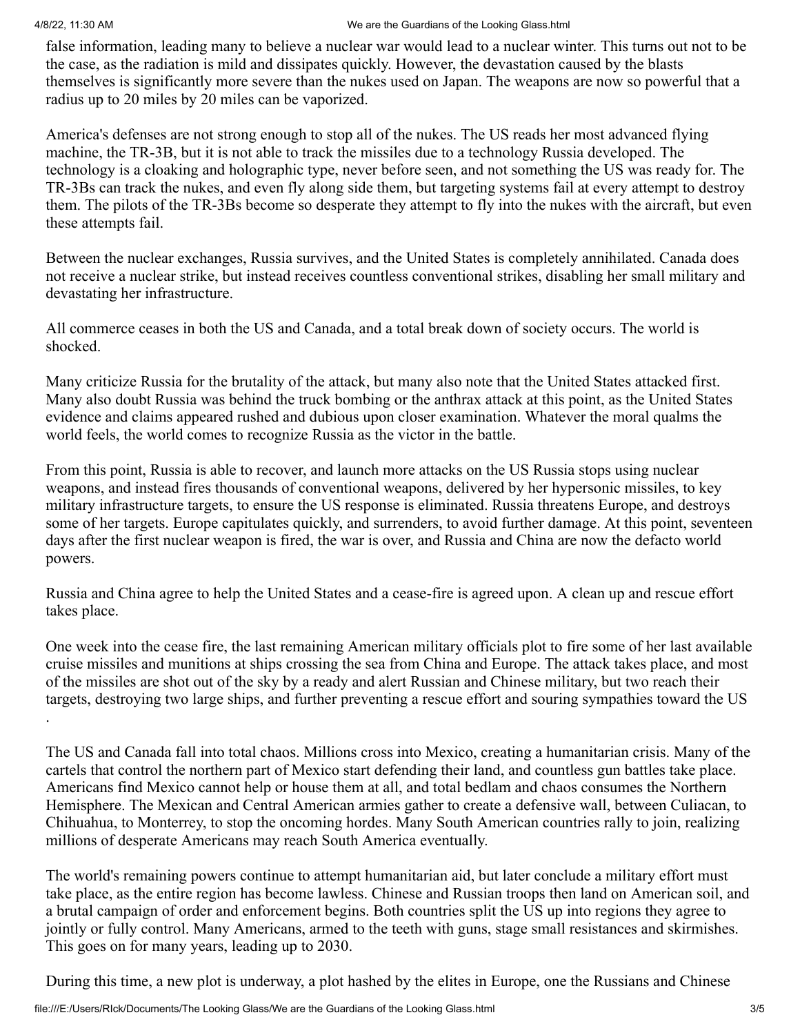false information, leading many to believe a nuclear war would lead to a nuclear winter. This turns out not to be the case, as the radiation is mild and dissipates quickly. However, the devastation caused by the blasts themselves is significantly more severe than the nukes used on Japan. The weapons are now so powerful that a radius up to 20 miles by 20 miles can be vaporized.

America's defenses are not strong enough to stop all of the nukes. The US reads her most advanced flying machine, the TR-3B, but it is not able to track the missiles due to a technology Russia developed. The technology is a cloaking and holographic type, never before seen, and not something the US was ready for. The TR-3Bs can track the nukes, and even fly along side them, but targeting systems fail at every attempt to destroy them. The pilots of the TR-3Bs become so desperate they attempt to fly into the nukes with the aircraft, but even these attempts fail.

Between the nuclear exchanges, Russia survives, and the United States is completely annihilated. Canada does not receive a nuclear strike, but instead receives countless conventional strikes, disabling her small military and devastating her infrastructure.

All commerce ceases in both the US and Canada, and a total break down of society occurs. The world is shocked.

Many criticize Russia for the brutality of the attack, but many also note that the United States attacked first. Many also doubt Russia was behind the truck bombing or the anthrax attack at this point, as the United States evidence and claims appeared rushed and dubious upon closer examination. Whatever the moral qualms the world feels, the world comes to recognize Russia as the victor in the battle.

From this point, Russia is able to recover, and launch more attacks on the US Russia stops using nuclear weapons, and instead fires thousands of conventional weapons, delivered by her hypersonic missiles, to key military infrastructure targets, to ensure the US response is eliminated. Russia threatens Europe, and destroys some of her targets. Europe capitulates quickly, and surrenders, to avoid further damage. At this point, seventeen days after the first nuclear weapon is fired, the war is over, and Russia and China are now the defacto world powers.

Russia and China agree to help the United States and a cease-fire is agreed upon. A clean up and rescue effort takes place.

One week into the cease fire, the last remaining American military officials plot to fire some of her last available cruise missiles and munitions at ships crossing the sea from China and Europe. The attack takes place, and most of the missiles are shot out of the sky by a ready and alert Russian and Chinese military, but two reach their targets, destroying two large ships, and further preventing a rescue effort and souring sympathies toward the US .

The US and Canada fall into total chaos. Millions cross into Mexico, creating a humanitarian crisis. Many of the cartels that control the northern part of Mexico start defending their land, and countless gun battles take place. Americans find Mexico cannot help or house them at all, and total bedlam and chaos consumes the Northern Hemisphere. The Mexican and Central American armies gather to create a defensive wall, between Culiacan, to Chihuahua, to Monterrey, to stop the oncoming hordes. Many South American countries rally to join, realizing millions of desperate Americans may reach South America eventually.

The world's remaining powers continue to attempt humanitarian aid, but later conclude a military effort must take place, as the entire region has become lawless. Chinese and Russian troops then land on American soil, and a brutal campaign of order and enforcement begins. Both countries split the US up into regions they agree to jointly or fully control. Many Americans, armed to the teeth with guns, stage small resistances and skirmishes. This goes on for many years, leading up to 2030.

During this time, a new plot is underway, a plot hashed by the elites in Europe, one the Russians and Chinese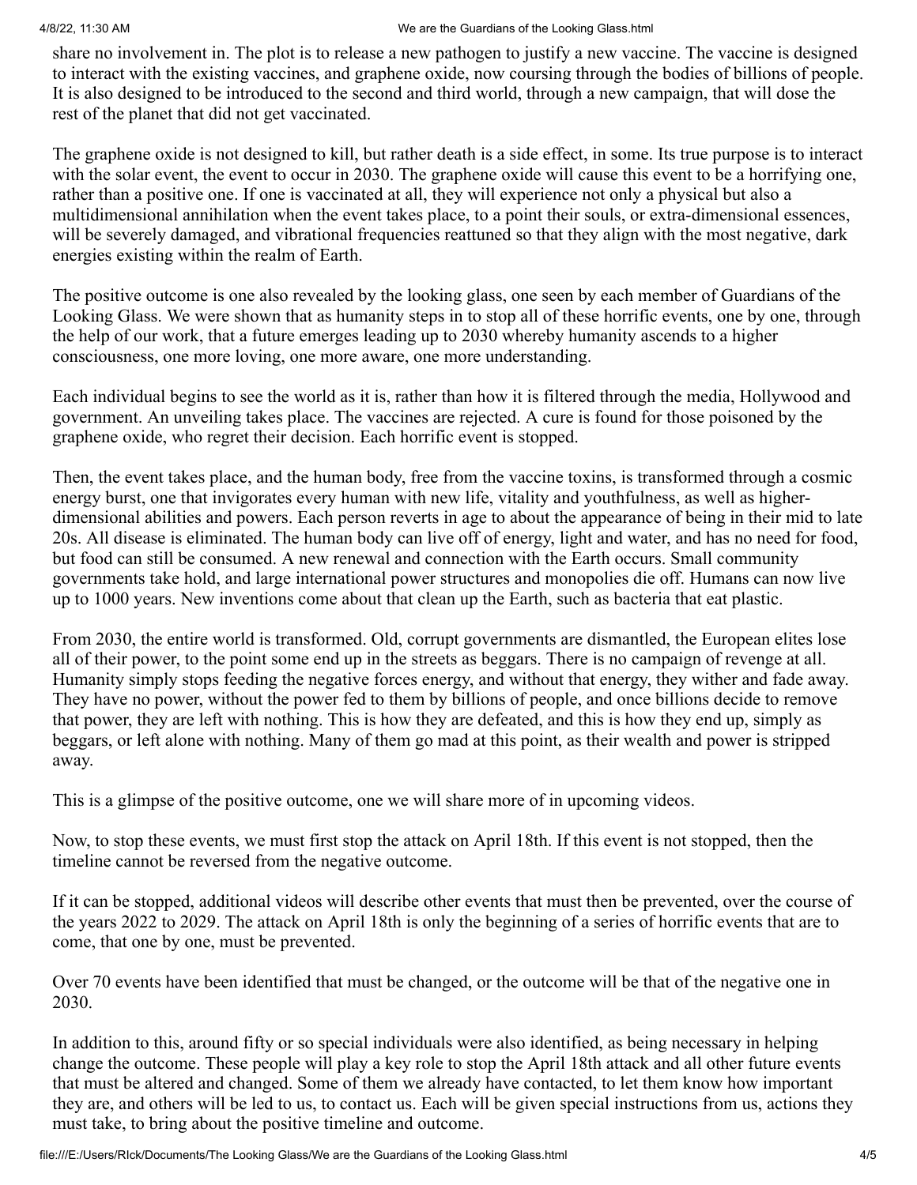share no involvement in. The plot is to release a new pathogen to justify a new vaccine. The vaccine is designed to interact with the existing vaccines, and graphene oxide, now coursing through the bodies of billions of people. It is also designed to be introduced to the second and third world, through a new campaign, that will dose the rest of the planet that did not get vaccinated.

The graphene oxide is not designed to kill, but rather death is a side effect, in some. Its true purpose is to interact with the solar event, the event to occur in 2030. The graphene oxide will cause this event to be a horrifying one, rather than a positive one. If one is vaccinated at all, they will experience not only a physical but also a multidimensional annihilation when the event takes place, to a point their souls, or extra-dimensional essences, will be severely damaged, and vibrational frequencies reattuned so that they align with the most negative, dark energies existing within the realm of Earth.

The positive outcome is one also revealed by the looking glass, one seen by each member of Guardians of the Looking Glass. We were shown that as humanity steps in to stop all of these horrific events, one by one, through the help of our work, that a future emerges leading up to 2030 whereby humanity ascends to a higher consciousness, one more loving, one more aware, one more understanding.

Each individual begins to see the world as it is, rather than how it is filtered through the media, Hollywood and government. An unveiling takes place. The vaccines are rejected. A cure is found for those poisoned by the graphene oxide, who regret their decision. Each horrific event is stopped.

Then, the event takes place, and the human body, free from the vaccine toxins, is transformed through a cosmic energy burst, one that invigorates every human with new life, vitality and youthfulness, as well as higher-dimensional abilities and powers. Each person reverts in age to about the appearance of being in their mid to late 20s. All disease is eliminated. The human body can live off of energy, light and water, and has no need for food, but food can still be consumed. A new renewal and connection with the Earth occurs. Small community governments take hold, and large international power structures and monopolies die off. Humans can now live up to 1000 years. New inventions come about that clean up the Earth, such as bacteria that eat plastic.

From 2030, the entire world is transformed. Old, corrupt governments are dismantled, the European elites lose all of their power, to the point some end up in the streets as beggars. There is no campaign of revenge at all. Humanity simply stops feeding the negative forces energy, and without that energy, they wither and fade away. They have no power, without the power fed to them by billions of people, and once billions decide to remove that power, they are left with nothing. This is how they are defeated, and this is how they end up, simply as beggars, or left alone with nothing. Many of them go mad at this point, as their wealth and power is stripped away.

This is a glimpse of the positive outcome, one we will share more of in upcoming videos.

Now, to stop these events, we must first stop the attack on April 18th. If this event is not stopped, then the timeline cannot be reversed from the negative outcome.

If it can be stopped, additional videos will describe other events that must then be prevented, over the course of the years 2022 to 2029. The attack on April 18th is only the beginning of a series of horrific events that are to come, that one by one, must be prevented.

Over 70 events have been identified that must be changed, or the outcome will be that of the negative one in 2030.

In addition to this, around fifty or so special individuals were also identified, as being necessary in helping change the outcome. These people will play a key role to stop the April 18th attack and all other future events that must be altered and changed. Some of them we already have contacted, to let them know how important they are, and others will be led to us, to contact us. Each will be given special instructions from us, actions they must take, to bring about the positive timeline and outcome.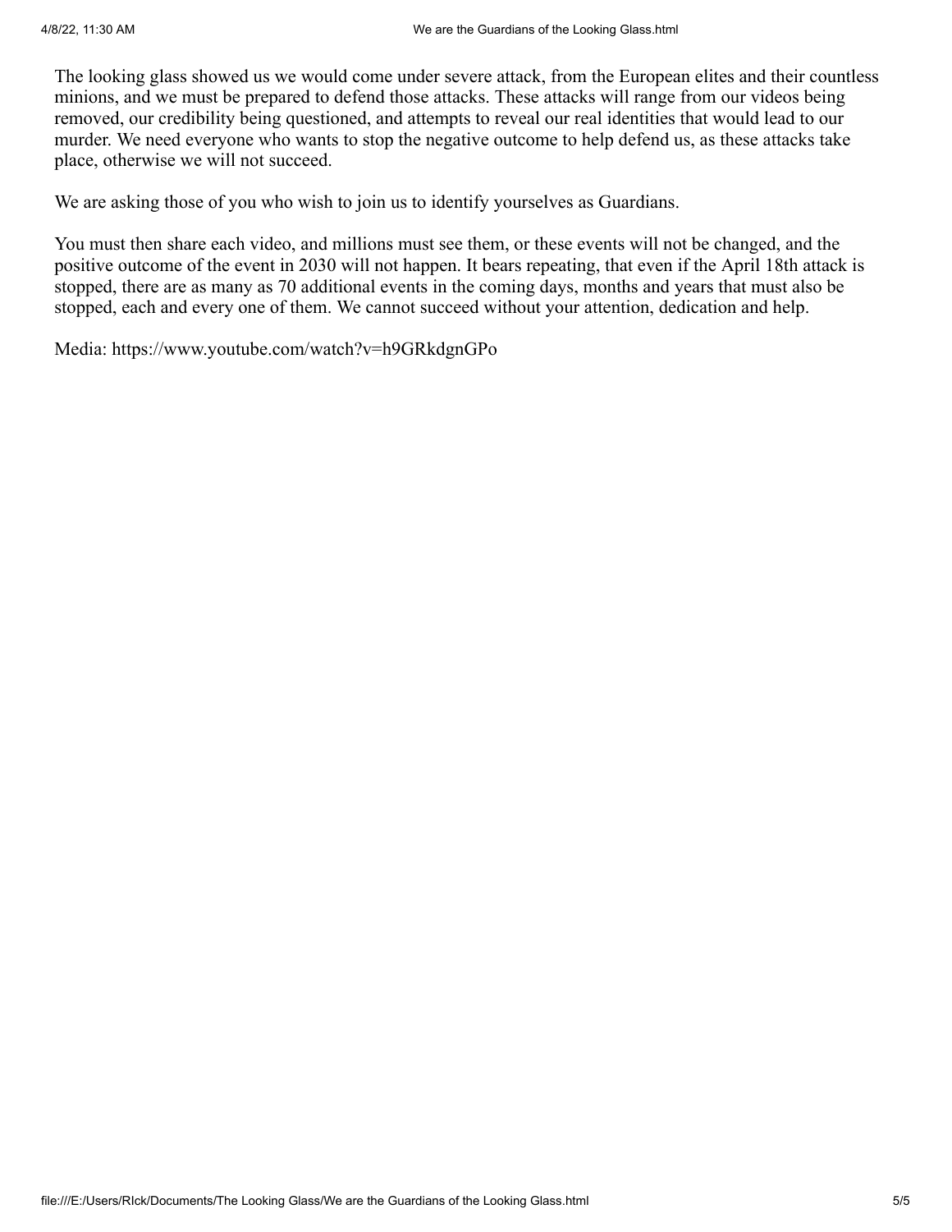The looking glass showed us we would come under severe attack, from the European elites and their countless minions, and we must be prepared to defend those attacks. These attacks will range from our videos being removed, our credibility being questioned, and attempts to reveal our real identities that would lead to our murder. We need everyone who wants to stop the negative outcome to help defend us, as these attacks take place, otherwise we will not succeed.

We are asking those of you who wish to join us to identify yourselves as Guardians.

You must then share each video, and millions must see them, or these events will not be changed, and the positive outcome of the event in 2030 will not happen. It bears repeating, that even if the April 18th attack is stopped, there are as many as 70 additional events in the coming days, months and years that must also be stopped, each and every one of them. We cannot succeed without your attention, dedication and help.

Media: https://www.youtube.com/watch?v=h9GRkdgnGPo